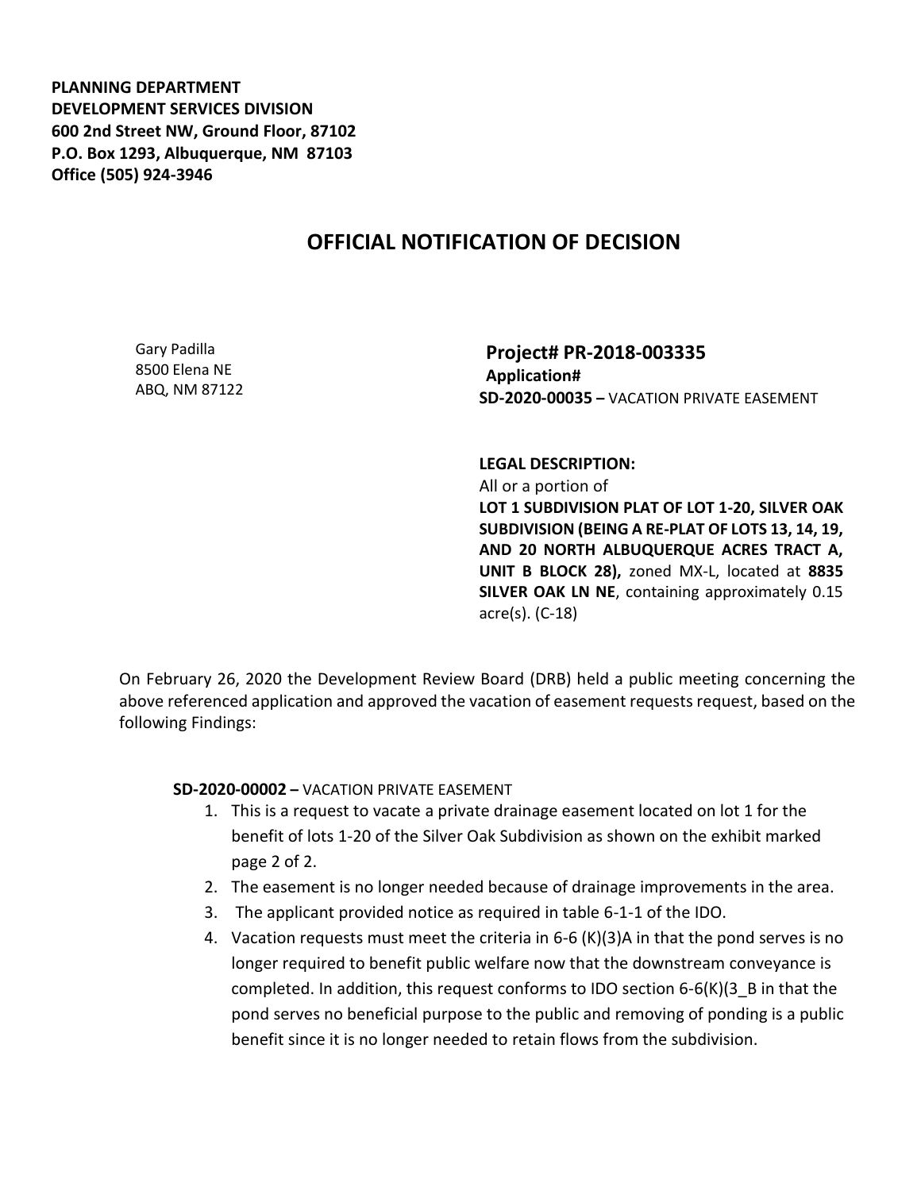**PLANNING DEPARTMENT**
**DEVELOPMENT SERVICES DIVISION**
**600 2nd Street NW, Ground Floor, 87102**
**P.O. Box 1293, Albuquerque, NM 87103**
**Office (505) 924-3946**

# OFFICIAL NOTIFICATION OF DECISION

Gary Padilla
8500 Elena NE
ABQ, NM 87122

**Project# PR-2018-003335**
**Application#**
**SD-2020-00035 –** VACATION PRIVATE EASEMENT

**LEGAL DESCRIPTION:**
All or a portion of
**LOT 1 SUBDIVISION PLAT OF LOT 1-20, SILVER OAK SUBDIVISION (BEING A RE-PLAT OF LOTS 13, 14, 19, AND 20 NORTH ALBUQUERQUE ACRES TRACT A, UNIT B BLOCK 28),** zoned MX-L, located at **8835 SILVER OAK LN NE**, containing approximately 0.15 acre(s). (C-18)

On February 26, 2020 the Development Review Board (DRB) held a public meeting concerning the above referenced application and approved the vacation of easement requests request, based on the following Findings:

**SD-2020-00002 –** VACATION PRIVATE EASEMENT

1. This is a request to vacate a private drainage easement located on lot 1 for the benefit of lots 1-20 of the Silver Oak Subdivision as shown on the exhibit marked page 2 of 2.
2. The easement is no longer needed because of drainage improvements in the area.
3. The applicant provided notice as required in table 6-1-1 of the IDO.
4. Vacation requests must meet the criteria in 6-6 (K)(3)A in that the pond serves is no longer required to benefit public welfare now that the downstream conveyance is completed. In addition, this request conforms to IDO section 6-6(K)(3_B in that the pond serves no beneficial purpose to the public and removing of ponding is a public benefit since it is no longer needed to retain flows from the subdivision.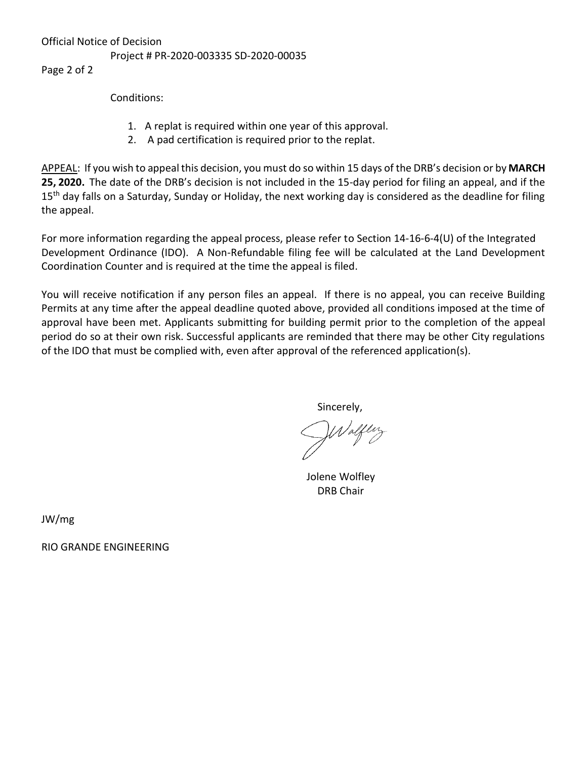Official Notice of Decision

Project # PR-2020-003335 SD-2020-00035

Conditions:

1. A replat is required within one year of this approval.
2. A pad certification is required prior to the replat.

APPEAL: If you wish to appeal this decision, you must do so within 15 days of the DRB's decision or by **MARCH 25, 2020.** The date of the DRB's decision is not included in the 15-day period for filing an appeal, and if the 15th day falls on a Saturday, Sunday or Holiday, the next working day is considered as the deadline for filing the appeal.

For more information regarding the appeal process, please refer to Section 14-16-6-4(U) of the Integrated Development Ordinance (IDO). A Non-Refundable filing fee will be calculated at the Land Development Coordination Counter and is required at the time the appeal is filed.

You will receive notification if any person files an appeal. If there is no appeal, you can receive Building Permits at any time after the appeal deadline quoted above, provided all conditions imposed at the time of approval have been met. Applicants submitting for building permit prior to the completion of the appeal period do so at their own risk. Successful applicants are reminded that there may be other City regulations of the IDO that must be complied with, even after approval of the referenced application(s).

Sincerely,

JWolfley

Jolene Wolfley
DRB Chair

JW/mg

RIO GRANDE ENGINEERING